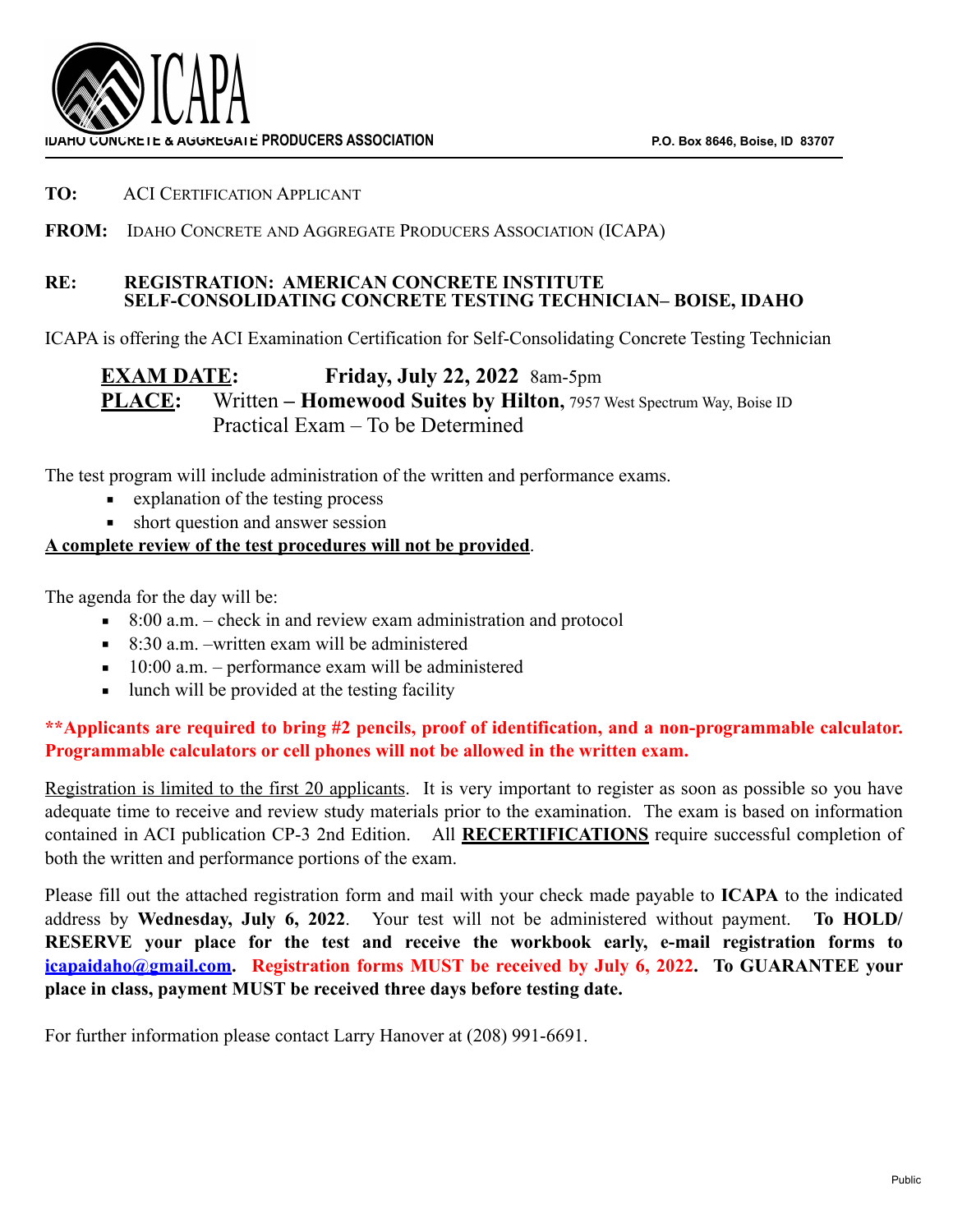ICAPA

IDAHO CONCRETE & AGGREGATE PRODUCERS ASSOCIATION P.O. Box 8646, Boise, ID 83707

**TO:** ACI CERTIFICATION APPLICANT

**FROM:** IDAHO CONCRETE AND AGGREGATE PRODUCERS ASSOCIATION (ICAPA)

**RE: REGISTRATION: AMERICAN CONCRETE INSTITUTE SELF-CONSOLIDATING CONCRETE TESTING TECHNICIAN– BOISE, IDAHO**

ICAPA is offering the ACI Examination Certification for Self-Consolidating Concrete Testing Technician

**EXAM DATE:** **Friday, July 22, 2022** 8am-5pm

**PLACE:** Written – **Homewood Suites by Hilton,** 7957 West Spectrum Way, Boise ID
Practical Exam – To be Determined

The test program will include administration of the written and performance exams.

- explanation of the testing process
- short question and answer session

**A complete review of the test procedures will not be provided**.

The agenda for the day will be:

- 8:00 a.m. – check in and review exam administration and protocol
- 8:30 a.m. –written exam will be administered
- 10:00 a.m. – performance exam will be administered
- lunch will be provided at the testing facility

**\*\*Applicants are required to bring #2 pencils, proof of identification, and a non-programmable calculator. Programmable calculators or cell phones will not be allowed in the written exam.**

Registration is limited to the first 20 applicants. It is very important to register as soon as possible so you have adequate time to receive and review study materials prior to the examination. The exam is based on information contained in ACI publication CP-3 2nd Edition. All **RECERTIFICATIONS** require successful completion of both the written and performance portions of the exam.

Please fill out the attached registration form and mail with your check made payable to **ICAPA** to the indicated address by **Wednesday, July 6, 2022**. Your test will not be administered without payment. **To HOLD/ RESERVE your place for the test and receive the workbook early, e-mail registration forms to icapaidaho@gmail.com. Registration forms MUST be received by July 6, 2022. To GUARANTEE your place in class, payment MUST be received three days before testing date.**

For further information please contact Larry Hanover at (208) 991-6691.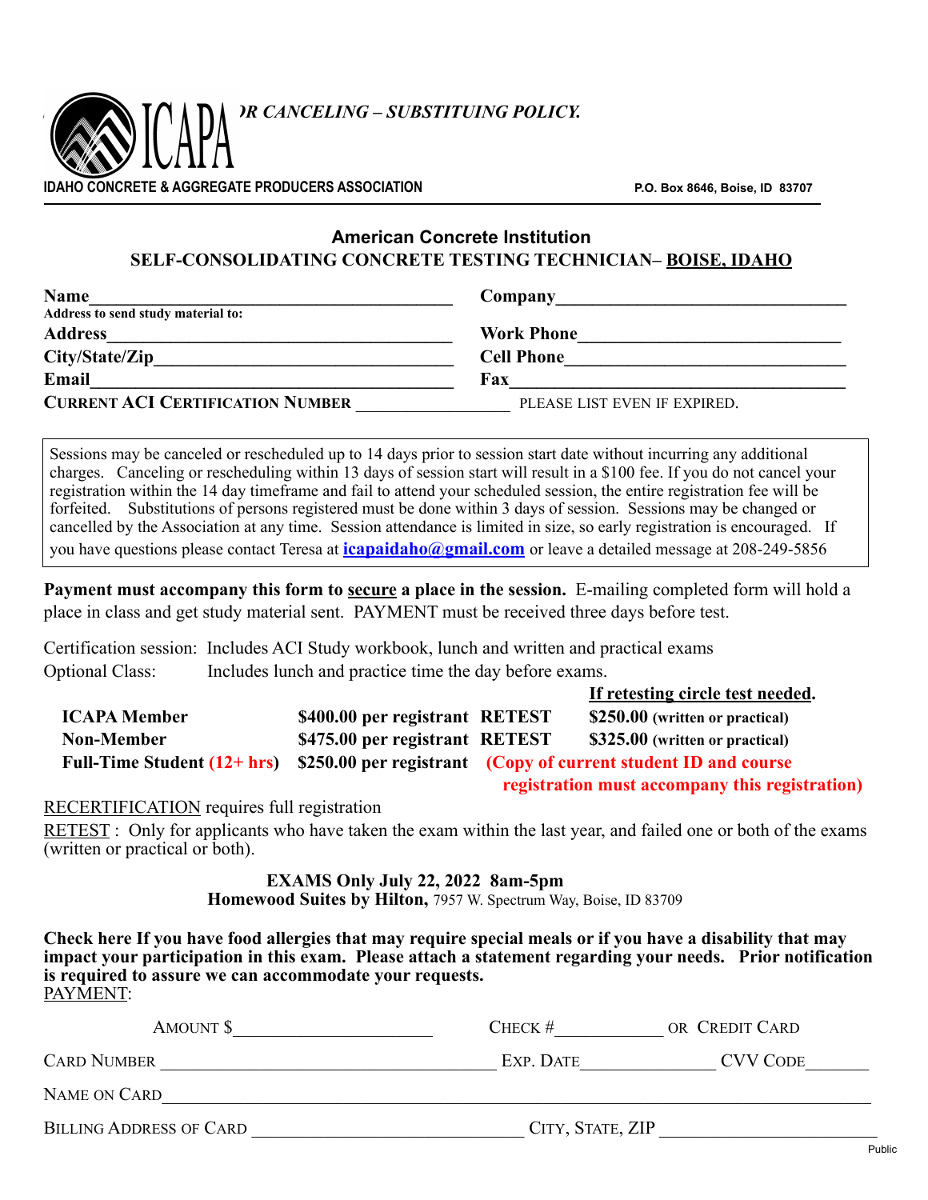ICAPA *...OR CANCELING – SUBSTITUING POLICY.*

**IDAHO CONCRETE & AGGREGATE PRODUCERS ASSOCIATION** P.O. Box 8646, Boise, ID 83707

## American Concrete Institution
## SELF-CONSOLIDATING CONCRETE TESTING TECHNICIAN– BOISE, IDAHO

**Name**_______________________________________ **Company**_______________________________

Address to send study material to:

**Address**_____________________________________ **Work Phone**____________________________

**City/State/Zip**________________________________ **Cell Phone**_____________________________

**Email**_______________________________________ **Fax**____________________________________

**CURRENT ACI CERTIFICATION NUMBER** _________________ PLEASE LIST EVEN IF EXPIRED.

Sessions may be canceled or rescheduled up to 14 days prior to session start date without incurring any additional charges. Canceling or rescheduling within 13 days of session start will result in a $100 fee. If you do not cancel your registration within the 14 day timeframe and fail to attend your scheduled session, the entire registration fee will be forfeited. Substitutions of persons registered must be done within 3 days of session. Sessions may be changed or cancelled by the Association at any time. Session attendance is limited in size, so early registration is encouraged. If you have questions please contact Teresa at **icapaidaho@gmail.com** or leave a detailed message at 208-249-5856

**Payment must accompany this form to secure a place in the session.** E-mailing completed form will hold a place in class and get study material sent. PAYMENT must be received three days before test.

Certification session: Includes ACI Study workbook, lunch and written and practical exams
Optional Class: Includes lunch and practice time the day before exams.

| | | | **If retesting circle test needed.** |
|---|---|---|---|
| **ICAPA Member** | **$400.00 per registrant** | **RETEST** | **$250.00** (written or practical) |
| **Non-Member** | **$475.00 per registrant** | **RETEST** | **$325.00** (written or practical) |
| **Full-Time Student (12+ hrs)** | **$250.00 per registrant** | **(Copy of current student ID and course registration must accompany this registration)** | |

RECERTIFICATION requires full registration

RETEST : Only for applicants who have taken the exam within the last year, and failed one or both of the exams (written or practical or both).

**EXAMS Only July 22, 2022 8am-5pm**
**Homewood Suites by Hilton,** 7957 W. Spectrum Way, Boise, ID 83709

**Check here If you have food allergies that may require special meals or if you have a disability that may impact your participation in this exam. Please attach a statement regarding your needs. Prior notification is required to assure we can accommodate your requests.**

PAYMENT:

AMOUNT $_____________________ CHECK #____________ OR CREDIT CARD

CARD NUMBER ___________________________________ EXP. DATE______________ CVV CODE_______

NAME ON CARD_________________________________________________________________________

BILLING ADDRESS OF CARD _____________________________ CITY, STATE, ZIP _______________________

Public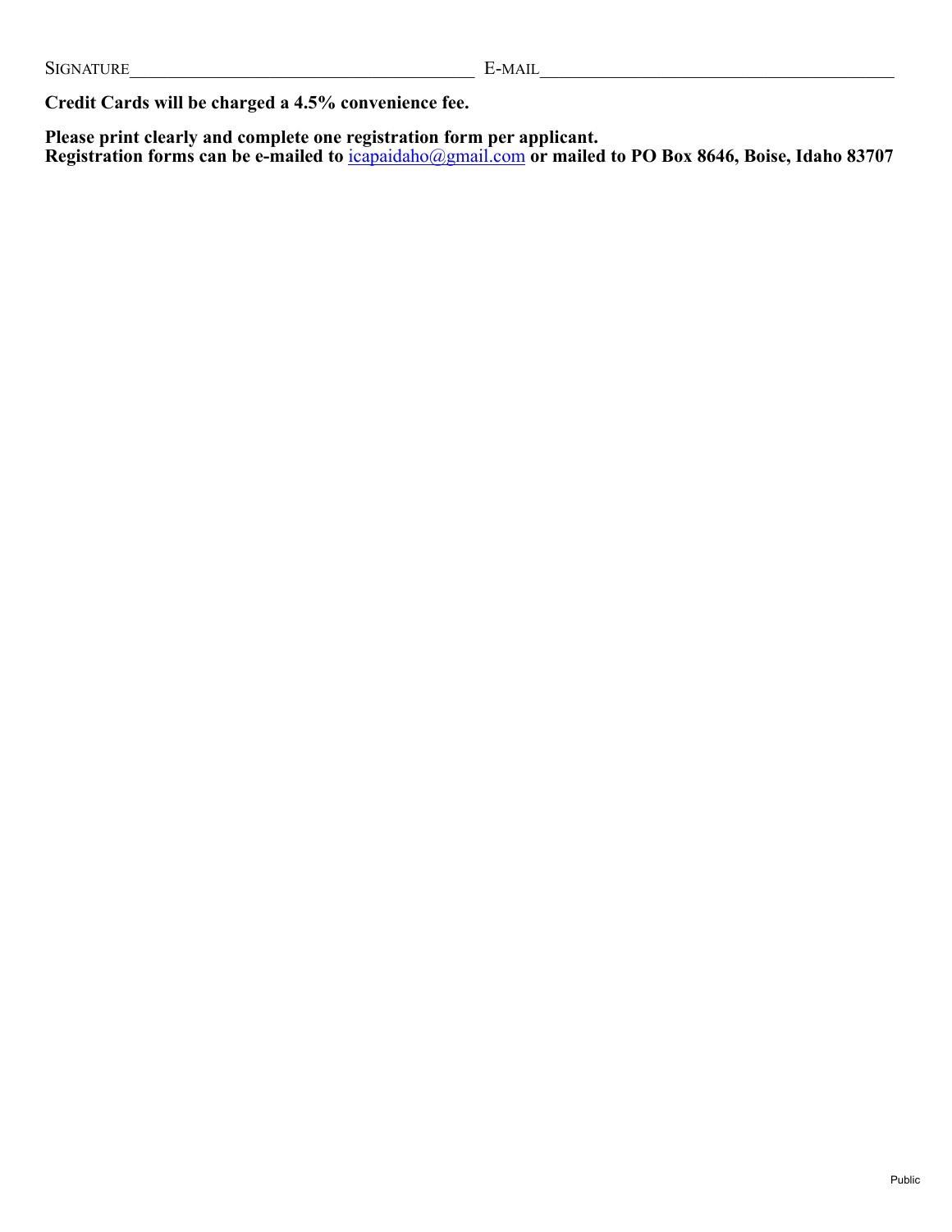SIGNATURE_______________________________________ E-MAIL________________________________________

**Credit Cards will be charged a 4.5% convenience fee.**

**Please print clearly and complete one registration form per applicant.**
**Registration forms can be e-mailed to** icapaidaho@gmail.com **or mailed to PO Box 8646, Boise, Idaho 83707**